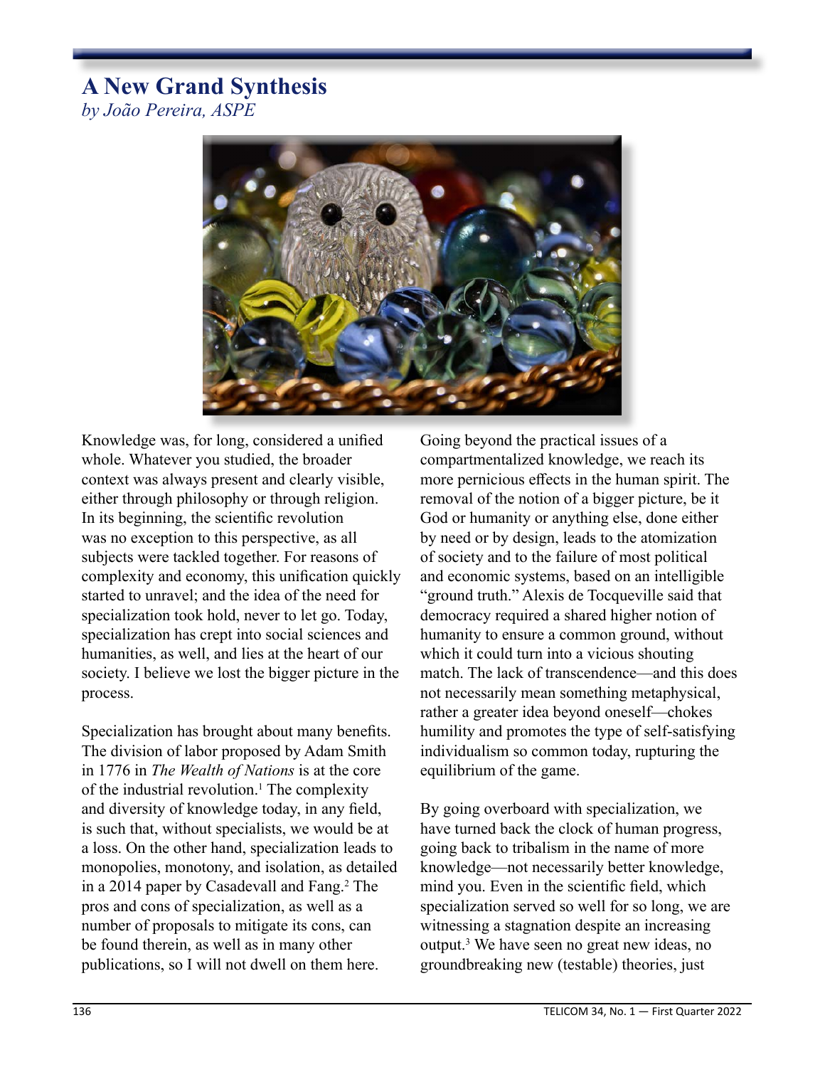# A New Grand Synthesis

*by João Pereira, ASPE*

Knowledge was, for long, considered a unified whole. Whatever you studied, the broader context was always present and clearly visible, either through philosophy or through religion. In its beginning, the scientific revolution was no exception to this perspective, as all subjects were tackled together. For reasons of complexity and economy, this unification quickly started to unravel; and the idea of the need for specialization took hold, never to let go. Today, specialization has crept into social sciences and humanities, as well, and lies at the heart of our society. I believe we lost the bigger picture in the process.

Specialization has brought about many benefits. The division of labor proposed by Adam Smith in 1776 in *The Wealth of Nations* is at the core of the industrial revolution.[1] The complexity and diversity of knowledge today, in any field, is such that, without specialists, we would be at a loss. On the other hand, specialization leads to monopolies, monotony, and isolation, as detailed in a 2014 paper by Casadevall and Fang.[2] The pros and cons of specialization, as well as a number of proposals to mitigate its cons, can be found therein, as well as in many other publications, so I will not dwell on them here.

Going beyond the practical issues of a compartmentalized knowledge, we reach its more pernicious effects in the human spirit. The removal of the notion of a bigger picture, be it God or humanity or anything else, done either by need or by design, leads to the atomization of society and to the failure of most political and economic systems, based on an intelligible "ground truth." Alexis de Tocqueville said that democracy required a shared higher notion of humanity to ensure a common ground, without which it could turn into a vicious shouting match. The lack of transcendence—and this does not necessarily mean something metaphysical, rather a greater idea beyond oneself—chokes humility and promotes the type of self-satisfying individualism so common today, rupturing the equilibrium of the game.

By going overboard with specialization, we have turned back the clock of human progress, going back to tribalism in the name of more knowledge—not necessarily better knowledge, mind you. Even in the scientific field, which specialization served so well for so long, we are witnessing a stagnation despite an increasing output.[3] We have seen no great new ideas, no groundbreaking new (testable) theories, just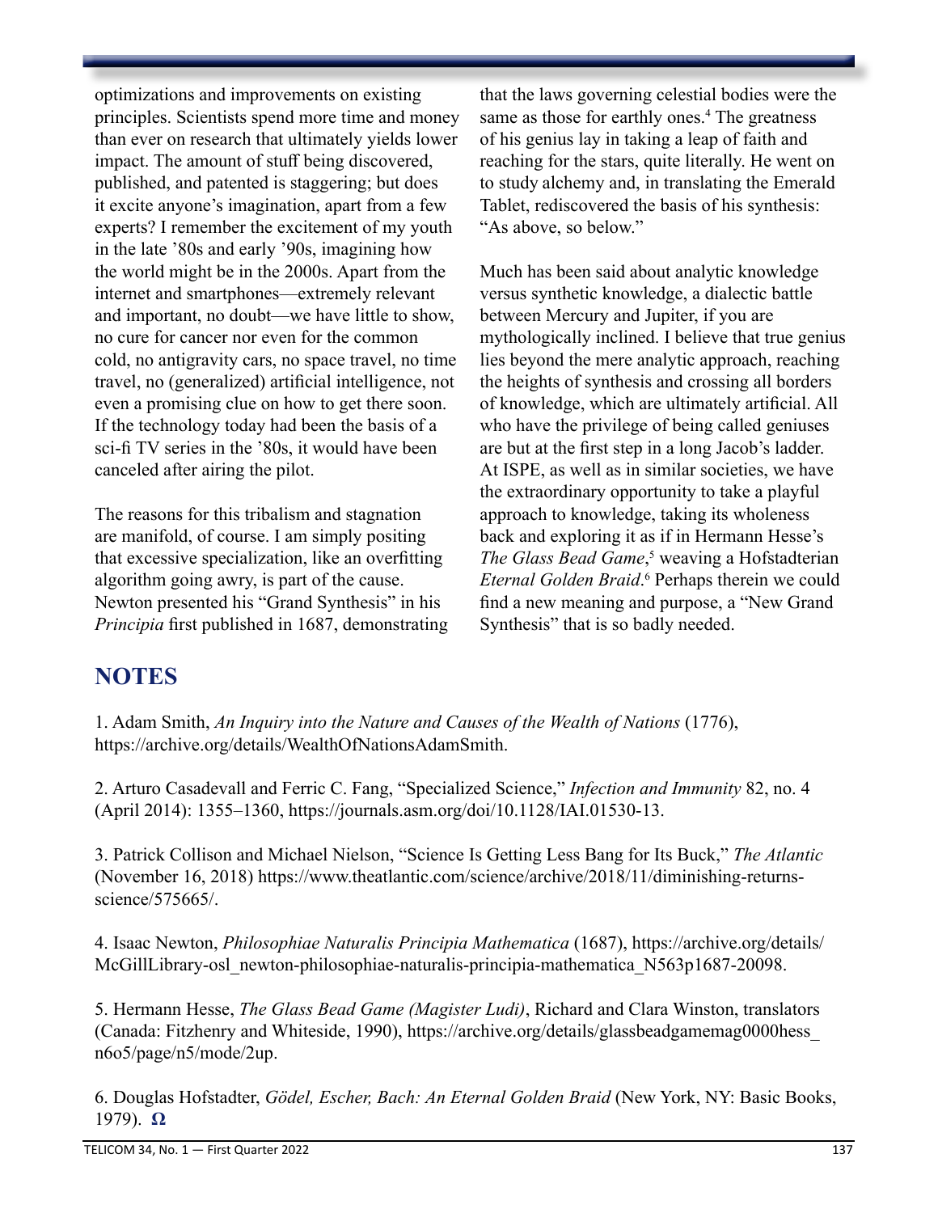optimizations and improvements on existing principles. Scientists spend more time and money than ever on research that ultimately yields lower impact. The amount of stuff being discovered, published, and patented is staggering; but does it excite anyone's imagination, apart from a few experts? I remember the excitement of my youth in the late '80s and early '90s, imagining how the world might be in the 2000s. Apart from the internet and smartphones—extremely relevant and important, no doubt—we have little to show, no cure for cancer nor even for the common cold, no antigravity cars, no space travel, no time travel, no (generalized) artificial intelligence, not even a promising clue on how to get there soon. If the technology today had been the basis of a sci-fi TV series in the '80s, it would have been canceled after airing the pilot.

The reasons for this tribalism and stagnation are manifold, of course. I am simply positing that excessive specialization, like an overfitting algorithm going awry, is part of the cause. Newton presented his "Grand Synthesis" in his *Principia* first published in 1687, demonstrating that the laws governing celestial bodies were the same as those for earthly ones.[4] The greatness of his genius lay in taking a leap of faith and reaching for the stars, quite literally. He went on to study alchemy and, in translating the Emerald Tablet, rediscovered the basis of his synthesis: "As above, so below."

Much has been said about analytic knowledge versus synthetic knowledge, a dialectic battle between Mercury and Jupiter, if you are mythologically inclined. I believe that true genius lies beyond the mere analytic approach, reaching the heights of synthesis and crossing all borders of knowledge, which are ultimately artificial. All who have the privilege of being called geniuses are but at the first step in a long Jacob's ladder. At ISPE, as well as in similar societies, we have the extraordinary opportunity to take a playful approach to knowledge, taking its wholeness back and exploring it as if in Hermann Hesse's *The Glass Bead Game*,[5] weaving a Hofstadterian *Eternal Golden Braid*.[6] Perhaps therein we could find a new meaning and purpose, a "New Grand Synthesis" that is so badly needed.

## NOTES

1. Adam Smith, *An Inquiry into the Nature and Causes of the Wealth of Nations* (1776), https://archive.org/details/WealthOfNationsAdamSmith.

2. Arturo Casadevall and Ferric C. Fang, "Specialized Science," *Infection and Immunity* 82, no. 4 (April 2014): 1355–1360, https://journals.asm.org/doi/10.1128/IAI.01530-13.

3. Patrick Collison and Michael Nielson, "Science Is Getting Less Bang for Its Buck," *The Atlantic* (November 16, 2018) https://www.theatlantic.com/science/archive/2018/11/diminishing-returns-science/575665/.

4. Isaac Newton, *Philosophiae Naturalis Principia Mathematica* (1687), https://archive.org/details/McGillLibrary-osl_newton-philosophiae-naturalis-principia-mathematica_N563p1687-20098.

5. Hermann Hesse, *The Glass Bead Game (Magister Ludi)*, Richard and Clara Winston, translators (Canada: Fitzhenry and Whiteside, 1990), https://archive.org/details/glassbeadgamemag0000hess_n6o5/page/n5/mode/2up.

6. Douglas Hofstadter, *Gödel, Escher, Bach: An Eternal Golden Braid* (New York, NY: Basic Books, 1979). **Ω**